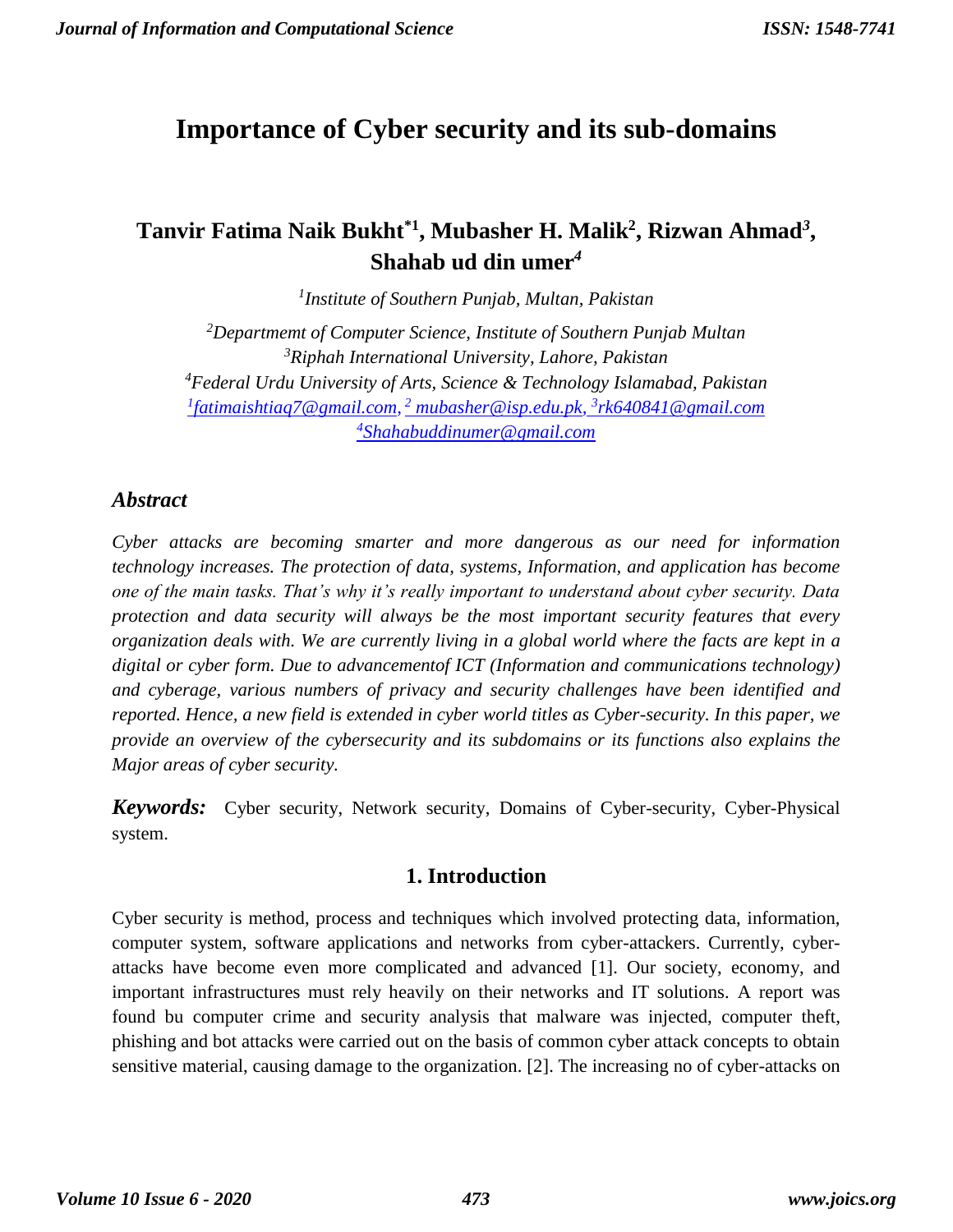# Importance of Cyber security and its sub-domains

## Tanvir Fatima Naik Bukht[*1], Mubasher H. Malik[2], Rizwan Ahmad[3], Shahab ud din umer[4]

[1]*Institute of Southern Punjab, Multan, Pakistan*

[2]*Departmemt of Computer Science, Institute of Southern Punjab Multan*
[3]*Riphah International University, Lahore, Pakistan*
[4]*Federal Urdu University of Arts, Science & Technology Islamabad, Pakistan*
[1]*fatimaishtiaq7@gmail.com*, [2] *mubasher@isp.edu.pk*, [3]*rk640841@gmail.com*
[4]*Shahabuddinumer@gmail.com*

### *Abstract*

*Cyber attacks are becoming smarter and more dangerous as our need for information technology increases. The protection of data, systems, Information, and application has become one of the main tasks. That's why it's really important to understand about cyber security. Data protection and data security will always be the most important security features that every organization deals with. We are currently living in a global world where the facts are kept in a digital or cyber form. Due to advancementof ICT (Information and communications technology) and cyberage, various numbers of privacy and security challenges have been identified and reported. Hence, a new field is extended in cyber world titles as Cyber-security. In this paper, we provide an overview of the cybersecurity and its subdomains or its functions also explains the Major areas of cyber security.*

***Keywords:*** Cyber security, Network security, Domains of Cyber-security, Cyber-Physical system.

## 1. Introduction

Cyber security is method, process and techniques which involved protecting data, information, computer system, software applications and networks from cyber-attackers. Currently, cyber-attacks have become even more complicated and advanced [1]. Our society, economy, and important infrastructures must rely heavily on their networks and IT solutions. A report was found bu computer crime and security analysis that malware was injected, computer theft, phishing and bot attacks were carried out on the basis of common cyber attack concepts to obtain sensitive material, causing damage to the organization. [2]. The increasing no of cyber-attacks on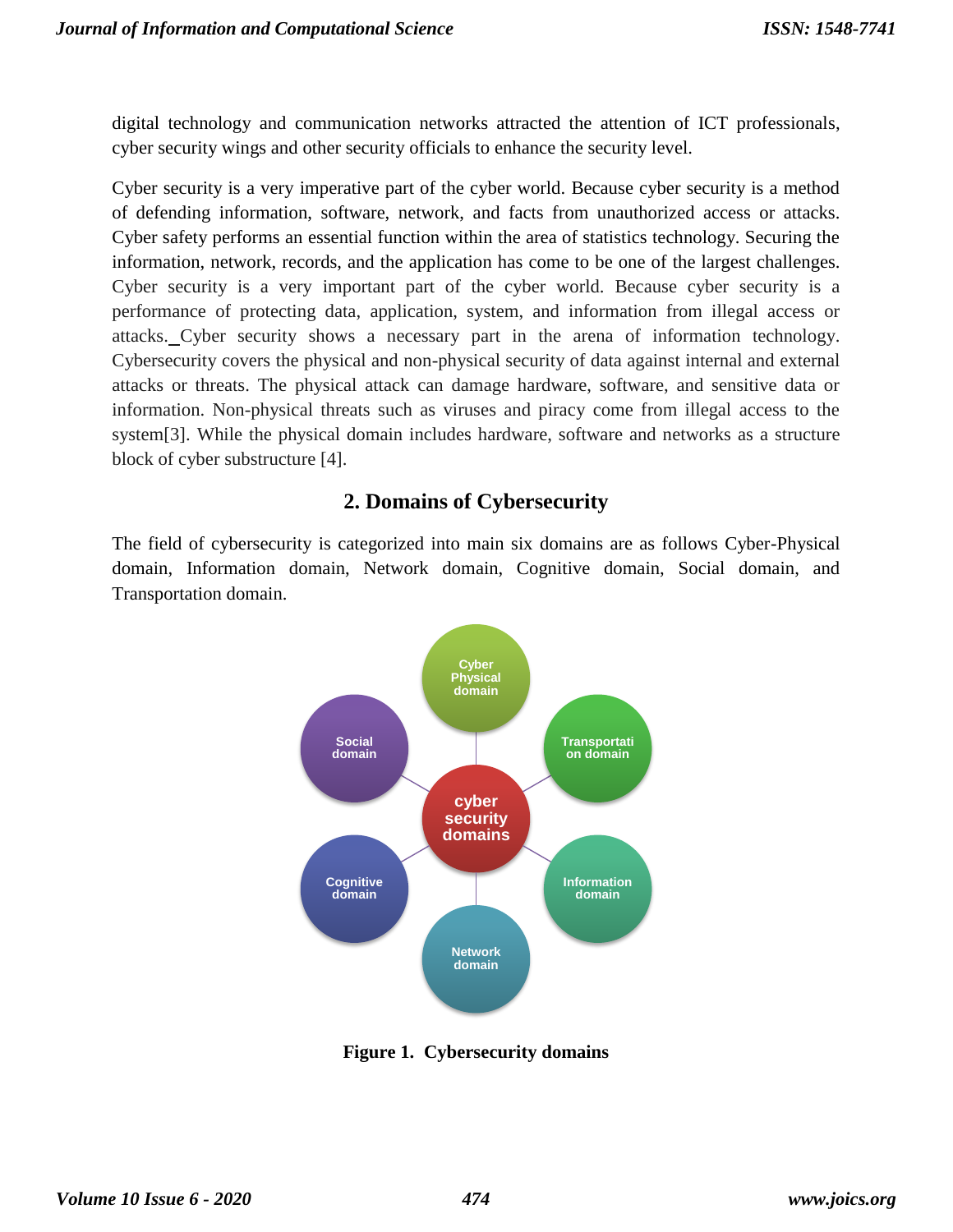digital technology and communication networks attracted the attention of ICT professionals, cyber security wings and other security officials to enhance the security level.

Cyber security is a very imperative part of the cyber world. Because cyber security is a method of defending information, software, network, and facts from unauthorized access or attacks. Cyber safety performs an essential function within the area of statistics technology. Securing the information, network, records, and the application has come to be one of the largest challenges. Cyber security is a very important part of the cyber world. Because cyber security is a performance of protecting data, application, system, and information from illegal access or attacks. Cyber security shows a necessary part in the arena of information technology. Cybersecurity covers the physical and non-physical security of data against internal and external attacks or threats. The physical attack can damage hardware, software, and sensitive data or information. Non-physical threats such as viruses and piracy come from illegal access to the system[3]. While the physical domain includes hardware, software and networks as a structure block of cyber substructure [4].

## 2. Domains of Cybersecurity

The field of cybersecurity is categorized into main six domains are as follows Cyber-Physical domain, Information domain, Network domain, Cognitive domain, Social domain, and Transportation domain.

**Figure 1. Cybersecurity domains**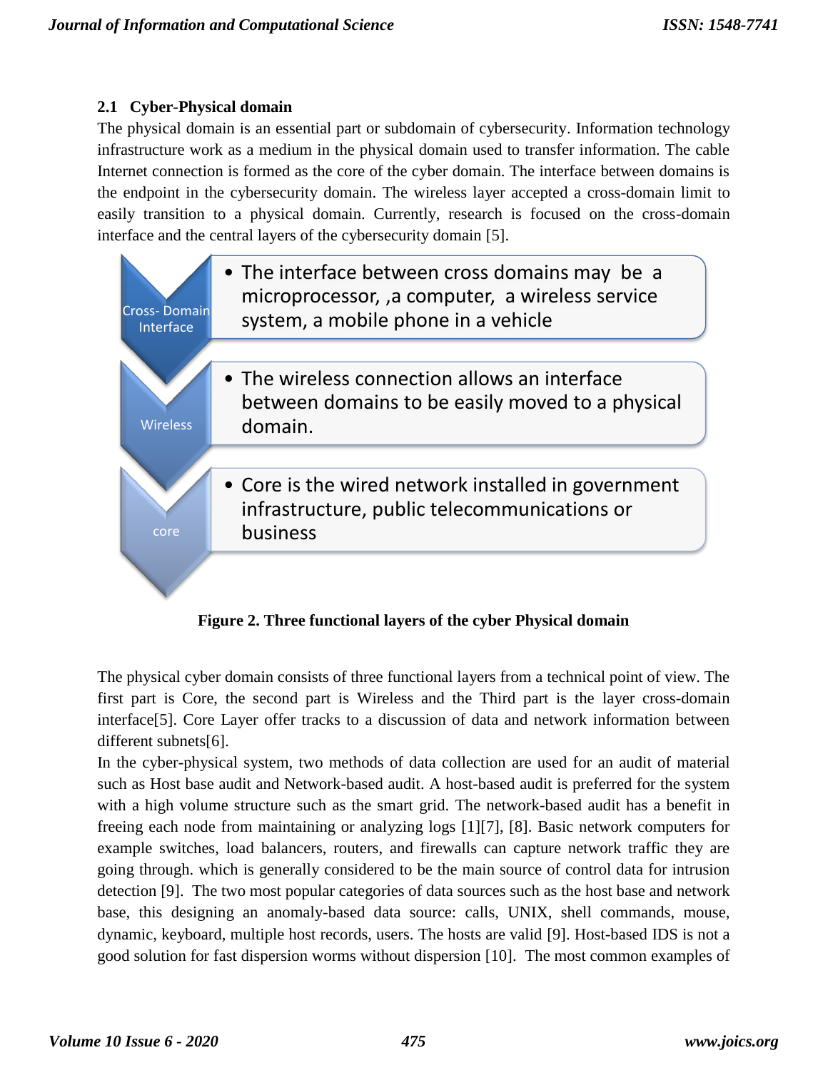### 2.1 Cyber-Physical domain

The physical domain is an essential part or subdomain of cybersecurity. Information technology infrastructure work as a medium in the physical domain used to transfer information. The cable Internet connection is formed as the core of the cyber domain. The interface between domains is the endpoint in the cybersecurity domain. The wireless layer accepted a cross-domain limit to easily transition to a physical domain. Currently, research is focused on the cross-domain interface and the central layers of the cybersecurity domain [5].

| Layer | Description |
|---|---|
| Cross- Domain Interface | The interface between cross domains may be a microprocessor, ,a computer, a wireless service system, a mobile phone in a vehicle |
| Wireless | The wireless connection allows an interface between domains to be easily moved to a physical domain. |
| core | Core is the wired network installed in government infrastructure, public telecommunications or business |

**Figure 2. Three functional layers of the cyber Physical domain**

The physical cyber domain consists of three functional layers from a technical point of view. The first part is Core, the second part is Wireless and the Third part is the layer cross-domain interface[5]. Core Layer offer tracks to a discussion of data and network information between different subnets[6].

In the cyber-physical system, two methods of data collection are used for an audit of material such as Host base audit and Network-based audit. A host-based audit is preferred for the system with a high volume structure such as the smart grid. The network-based audit has a benefit in freeing each node from maintaining or analyzing logs [1][7], [8]. Basic network computers for example switches, load balancers, routers, and firewalls can capture network traffic they are going through. which is generally considered to be the main source of control data for intrusion detection [9]. The two most popular categories of data sources such as the host base and network base, this designing an anomaly-based data source: calls, UNIX, shell commands, mouse, dynamic, keyboard, multiple host records, users. The hosts are valid [9]. Host-based IDS is not a good solution for fast dispersion worms without dispersion [10]. The most common examples of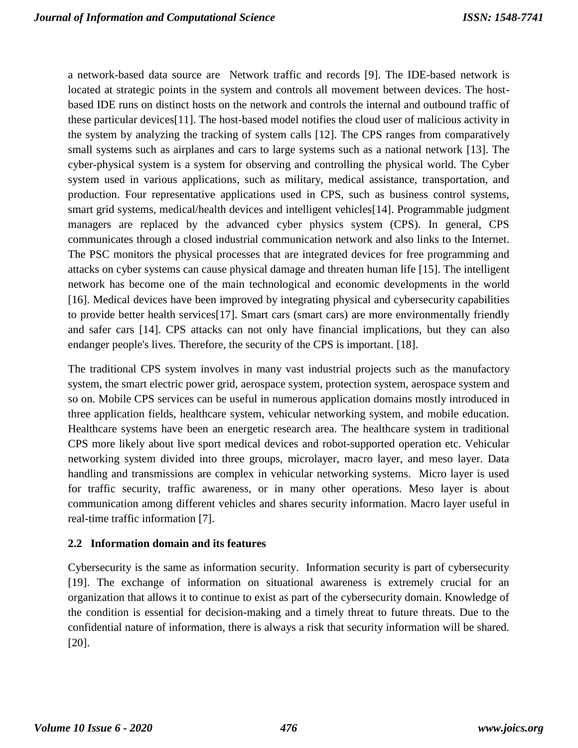a network-based data source are Network traffic and records [9]. The IDE-based network is located at strategic points in the system and controls all movement between devices. The host-based IDE runs on distinct hosts on the network and controls the internal and outbound traffic of these particular devices[11]. The host-based model notifies the cloud user of malicious activity in the system by analyzing the tracking of system calls [12]. The CPS ranges from comparatively small systems such as airplanes and cars to large systems such as a national network [13]. The cyber-physical system is a system for observing and controlling the physical world. The Cyber system used in various applications, such as military, medical assistance, transportation, and production. Four representative applications used in CPS, such as business control systems, smart grid systems, medical/health devices and intelligent vehicles[14]. Programmable judgment managers are replaced by the advanced cyber physics system (CPS). In general, CPS communicates through a closed industrial communication network and also links to the Internet. The PSC monitors the physical processes that are integrated devices for free programming and attacks on cyber systems can cause physical damage and threaten human life [15]. The intelligent network has become one of the main technological and economic developments in the world [16]. Medical devices have been improved by integrating physical and cybersecurity capabilities to provide better health services[17]. Smart cars (smart cars) are more environmentally friendly and safer cars [14]. CPS attacks can not only have financial implications, but they can also endanger people's lives. Therefore, the security of the CPS is important. [18].

The traditional CPS system involves in many vast industrial projects such as the manufactory system, the smart electric power grid, aerospace system, protection system, aerospace system and so on. Mobile CPS services can be useful in numerous application domains mostly introduced in three application fields, healthcare system, vehicular networking system, and mobile education. Healthcare systems have been an energetic research area. The healthcare system in traditional CPS more likely about live sport medical devices and robot-supported operation etc. Vehicular networking system divided into three groups, microlayer, macro layer, and meso layer. Data handling and transmissions are complex in vehicular networking systems. Micro layer is used for traffic security, traffic awareness, or in many other operations. Meso layer is about communication among different vehicles and shares security information. Macro layer useful in real-time traffic information [7].

### 2.2 Information domain and its features

Cybersecurity is the same as information security. Information security is part of cybersecurity [19]. The exchange of information on situational awareness is extremely crucial for an organization that allows it to continue to exist as part of the cybersecurity domain. Knowledge of the condition is essential for decision-making and a timely threat to future threats. Due to the confidential nature of information, there is always a risk that security information will be shared. [20].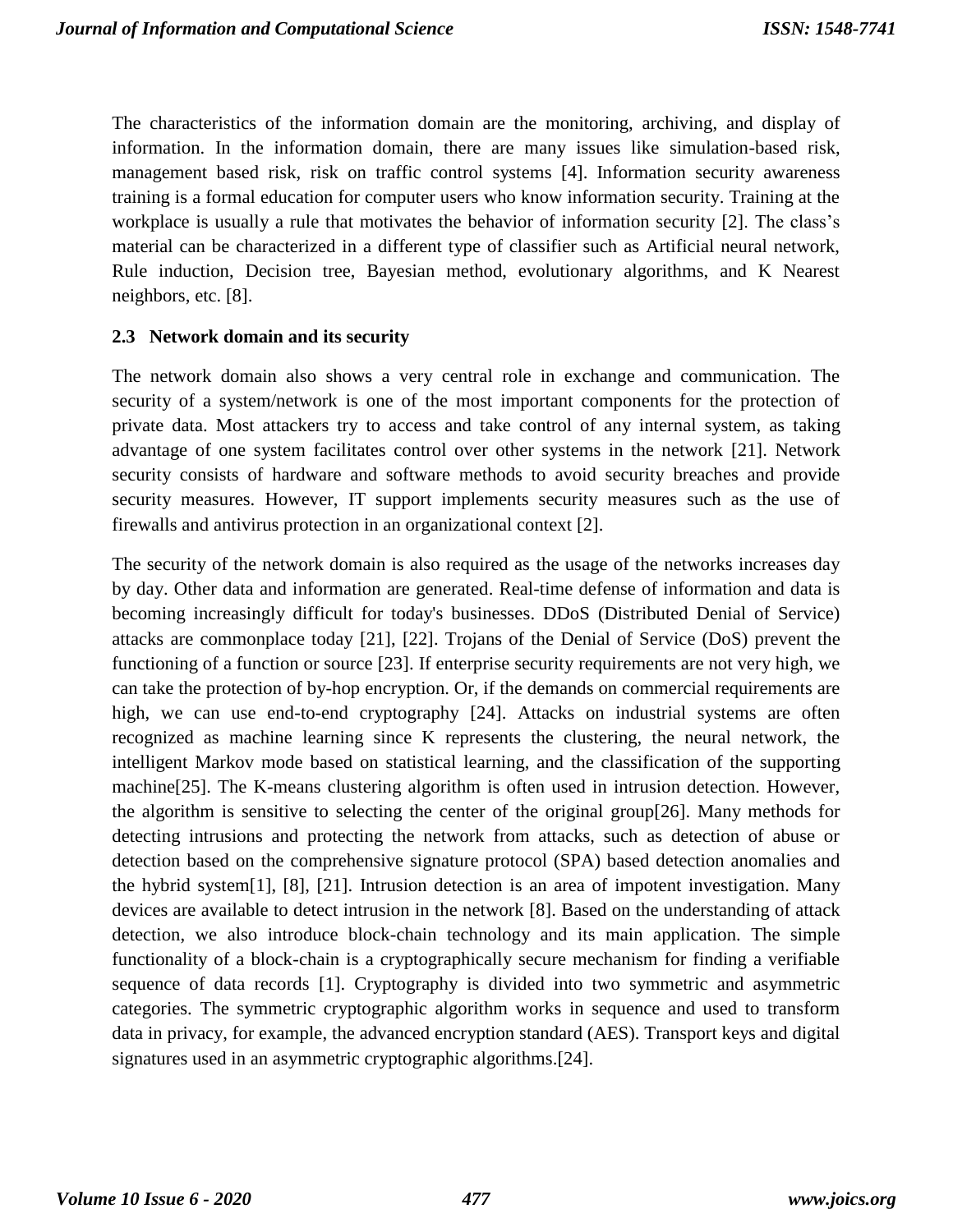The characteristics of the information domain are the monitoring, archiving, and display of information. In the information domain, there are many issues like simulation-based risk, management based risk, risk on traffic control systems [4]. Information security awareness training is a formal education for computer users who know information security. Training at the workplace is usually a rule that motivates the behavior of information security [2]. The class's material can be characterized in a different type of classifier such as Artificial neural network, Rule induction, Decision tree, Bayesian method, evolutionary algorithms, and K Nearest neighbors, etc. [8].

### 2.3 Network domain and its security

The network domain also shows a very central role in exchange and communication. The security of a system/network is one of the most important components for the protection of private data. Most attackers try to access and take control of any internal system, as taking advantage of one system facilitates control over other systems in the network [21]. Network security consists of hardware and software methods to avoid security breaches and provide security measures. However, IT support implements security measures such as the use of firewalls and antivirus protection in an organizational context [2].

The security of the network domain is also required as the usage of the networks increases day by day. Other data and information are generated. Real-time defense of information and data is becoming increasingly difficult for today's businesses. DDoS (Distributed Denial of Service) attacks are commonplace today [21], [22]. Trojans of the Denial of Service (DoS) prevent the functioning of a function or source [23]. If enterprise security requirements are not very high, we can take the protection of by-hop encryption. Or, if the demands on commercial requirements are high, we can use end-to-end cryptography [24]. Attacks on industrial systems are often recognized as machine learning since K represents the clustering, the neural network, the intelligent Markov mode based on statistical learning, and the classification of the supporting machine[25]. The K-means clustering algorithm is often used in intrusion detection. However, the algorithm is sensitive to selecting the center of the original group[26]. Many methods for detecting intrusions and protecting the network from attacks, such as detection of abuse or detection based on the comprehensive signature protocol (SPA) based detection anomalies and the hybrid system[1], [8], [21]. Intrusion detection is an area of impotent investigation. Many devices are available to detect intrusion in the network [8]. Based on the understanding of attack detection, we also introduce block-chain technology and its main application. The simple functionality of a block-chain is a cryptographically secure mechanism for finding a verifiable sequence of data records [1]. Cryptography is divided into two symmetric and asymmetric categories. The symmetric cryptographic algorithm works in sequence and used to transform data in privacy, for example, the advanced encryption standard (AES). Transport keys and digital signatures used in an asymmetric cryptographic algorithms.[24].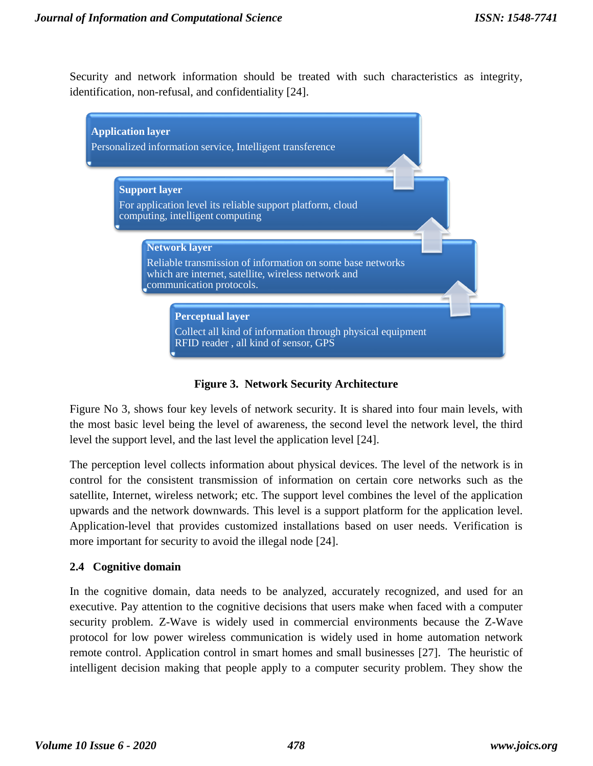Security and network information should be treated with such characteristics as integrity, identification, non-refusal, and confidentiality [24].

**Application layer**
Personalized information service, Intelligent transference

**Support layer**
For application level its reliable support platform, cloud computing, intelligent computing

**Network layer**
Reliable transmission of information on some base networks which are internet, satellite, wireless network and communication protocols.

**Perceptual layer**
Collect all kind of information through physical equipment RFID reader , all kind of sensor, GPS

**Figure 3. Network Security Architecture**

Figure No 3, shows four key levels of network security. It is shared into four main levels, with the most basic level being the level of awareness, the second level the network level, the third level the support level, and the last level the application level [24].

The perception level collects information about physical devices. The level of the network is in control for the consistent transmission of information on certain core networks such as the satellite, Internet, wireless network; etc. The support level combines the level of the application upwards and the network downwards. This level is a support platform for the application level. Application-level that provides customized installations based on user needs. Verification is more important for security to avoid the illegal node [24].

### 2.4 Cognitive domain

In the cognitive domain, data needs to be analyzed, accurately recognized, and used for an executive. Pay attention to the cognitive decisions that users make when faced with a computer security problem. Z-Wave is widely used in commercial environments because the Z-Wave protocol for low power wireless communication is widely used in home automation network remote control. Application control in smart homes and small businesses [27]. The heuristic of intelligent decision making that people apply to a computer security problem. They show the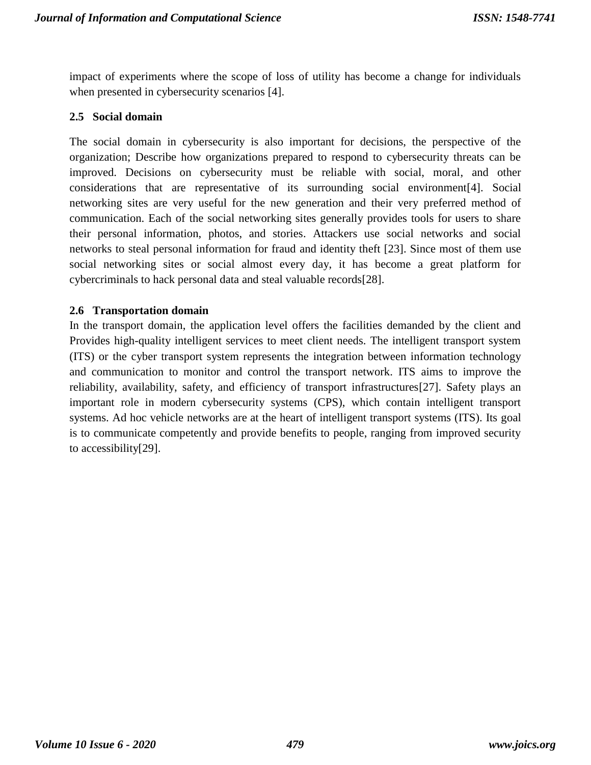impact of experiments where the scope of loss of utility has become a change for individuals when presented in cybersecurity scenarios [4].

### 2.5 Social domain

The social domain in cybersecurity is also important for decisions, the perspective of the organization; Describe how organizations prepared to respond to cybersecurity threats can be improved. Decisions on cybersecurity must be reliable with social, moral, and other considerations that are representative of its surrounding social environment[4]. Social networking sites are very useful for the new generation and their very preferred method of communication. Each of the social networking sites generally provides tools for users to share their personal information, photos, and stories. Attackers use social networks and social networks to steal personal information for fraud and identity theft [23]. Since most of them use social networking sites or social almost every day, it has become a great platform for cybercriminals to hack personal data and steal valuable records[28].

### 2.6 Transportation domain

In the transport domain, the application level offers the facilities demanded by the client and Provides high-quality intelligent services to meet client needs. The intelligent transport system (ITS) or the cyber transport system represents the integration between information technology and communication to monitor and control the transport network. ITS aims to improve the reliability, availability, safety, and efficiency of transport infrastructures[27]. Safety plays an important role in modern cybersecurity systems (CPS), which contain intelligent transport systems. Ad hoc vehicle networks are at the heart of intelligent transport systems (ITS). Its goal is to communicate competently and provide benefits to people, ranging from improved security to accessibility[29].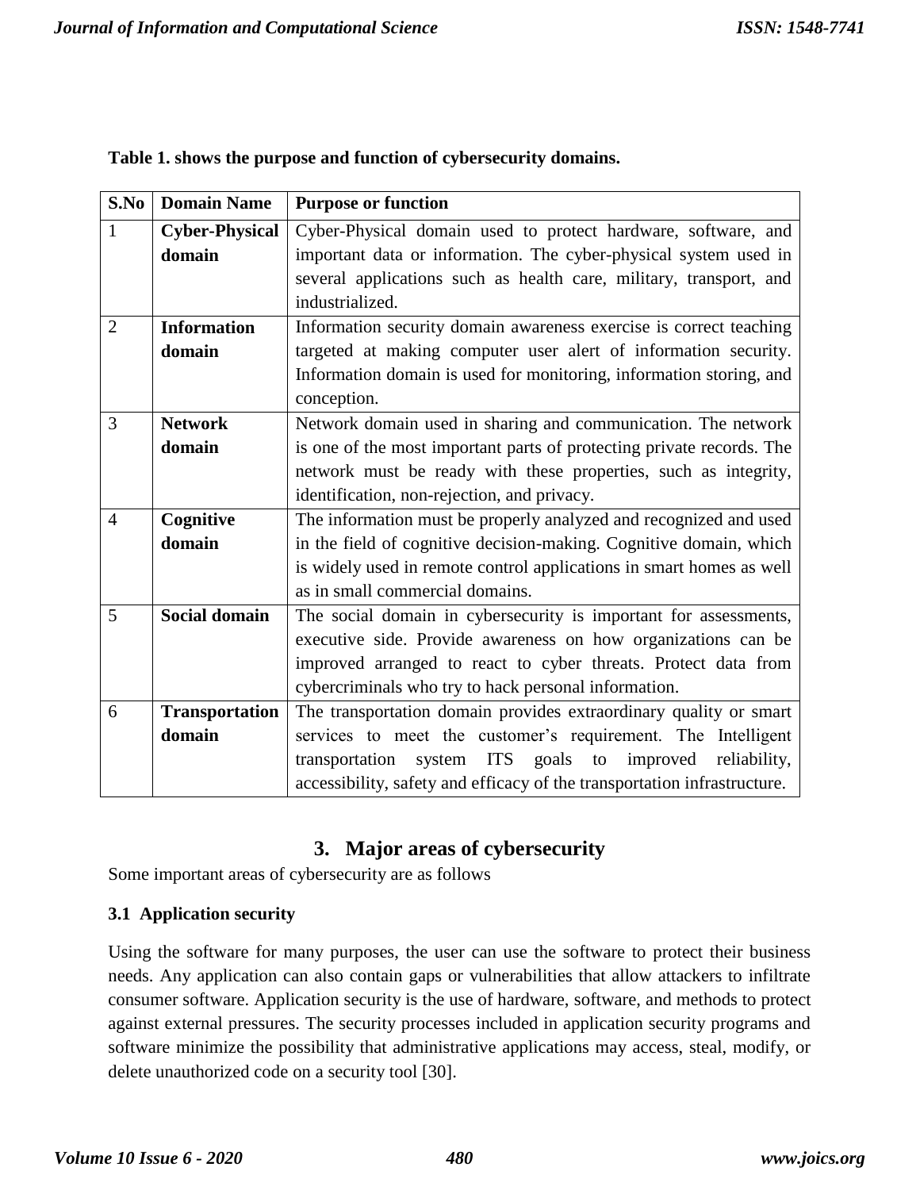**Table 1. shows the purpose and function of cybersecurity domains.**

| S.No | Domain Name | Purpose or function |
|---|---|---|
| 1 | **Cyber-Physical domain** | Cyber-Physical domain used to protect hardware, software, and important data or information. The cyber-physical system used in several applications such as health care, military, transport, and industrialized. |
| 2 | **Information domain** | Information security domain awareness exercise is correct teaching targeted at making computer user alert of information security. Information domain is used for monitoring, information storing, and conception. |
| 3 | **Network domain** | Network domain used in sharing and communication. The network is one of the most important parts of protecting private records. The network must be ready with these properties, such as integrity, identification, non-rejection, and privacy. |
| 4 | **Cognitive domain** | The information must be properly analyzed and recognized and used in the field of cognitive decision-making. Cognitive domain, which is widely used in remote control applications in smart homes as well as in small commercial domains. |
| 5 | **Social domain** | The social domain in cybersecurity is important for assessments, executive side. Provide awareness on how organizations can be improved arranged to react to cyber threats. Protect data from cybercriminals who try to hack personal information. |
| 6 | **Transportation domain** | The transportation domain provides extraordinary quality or smart services to meet the customer's requirement. The Intelligent transportation system ITS goals to improved reliability, accessibility, safety and efficacy of the transportation infrastructure. |

## 3. Major areas of cybersecurity

Some important areas of cybersecurity are as follows

### 3.1 Application security

Using the software for many purposes, the user can use the software to protect their business needs. Any application can also contain gaps or vulnerabilities that allow attackers to infiltrate consumer software. Application security is the use of hardware, software, and methods to protect against external pressures. The security processes included in application security programs and software minimize the possibility that administrative applications may access, steal, modify, or delete unauthorized code on a security tool [30].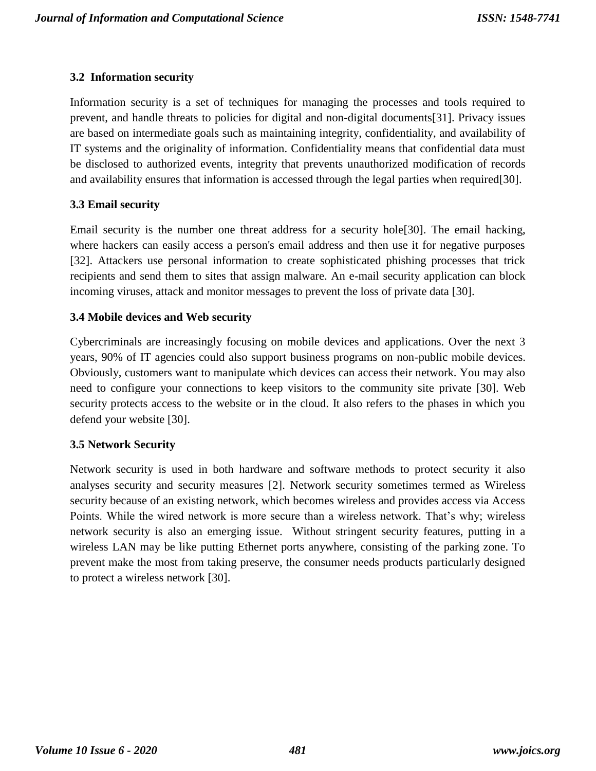### 3.2 Information security

Information security is a set of techniques for managing the processes and tools required to prevent, and handle threats to policies for digital and non-digital documents[31]. Privacy issues are based on intermediate goals such as maintaining integrity, confidentiality, and availability of IT systems and the originality of information. Confidentiality means that confidential data must be disclosed to authorized events, integrity that prevents unauthorized modification of records and availability ensures that information is accessed through the legal parties when required[30].

### 3.3 Email security

Email security is the number one threat address for a security hole[30]. The email hacking, where hackers can easily access a person's email address and then use it for negative purposes [32]. Attackers use personal information to create sophisticated phishing processes that trick recipients and send them to sites that assign malware. An e-mail security application can block incoming viruses, attack and monitor messages to prevent the loss of private data [30].

### 3.4 Mobile devices and Web security

Cybercriminals are increasingly focusing on mobile devices and applications. Over the next 3 years, 90% of IT agencies could also support business programs on non-public mobile devices. Obviously, customers want to manipulate which devices can access their network. You may also need to configure your connections to keep visitors to the community site private [30]. Web security protects access to the website or in the cloud. It also refers to the phases in which you defend your website [30].

### 3.5 Network Security

Network security is used in both hardware and software methods to protect security it also analyses security and security measures [2]. Network security sometimes termed as Wireless security because of an existing network, which becomes wireless and provides access via Access Points. While the wired network is more secure than a wireless network. That's why; wireless network security is also an emerging issue. Without stringent security features, putting in a wireless LAN may be like putting Ethernet ports anywhere, consisting of the parking zone. To prevent make the most from taking preserve, the consumer needs products particularly designed to protect a wireless network [30].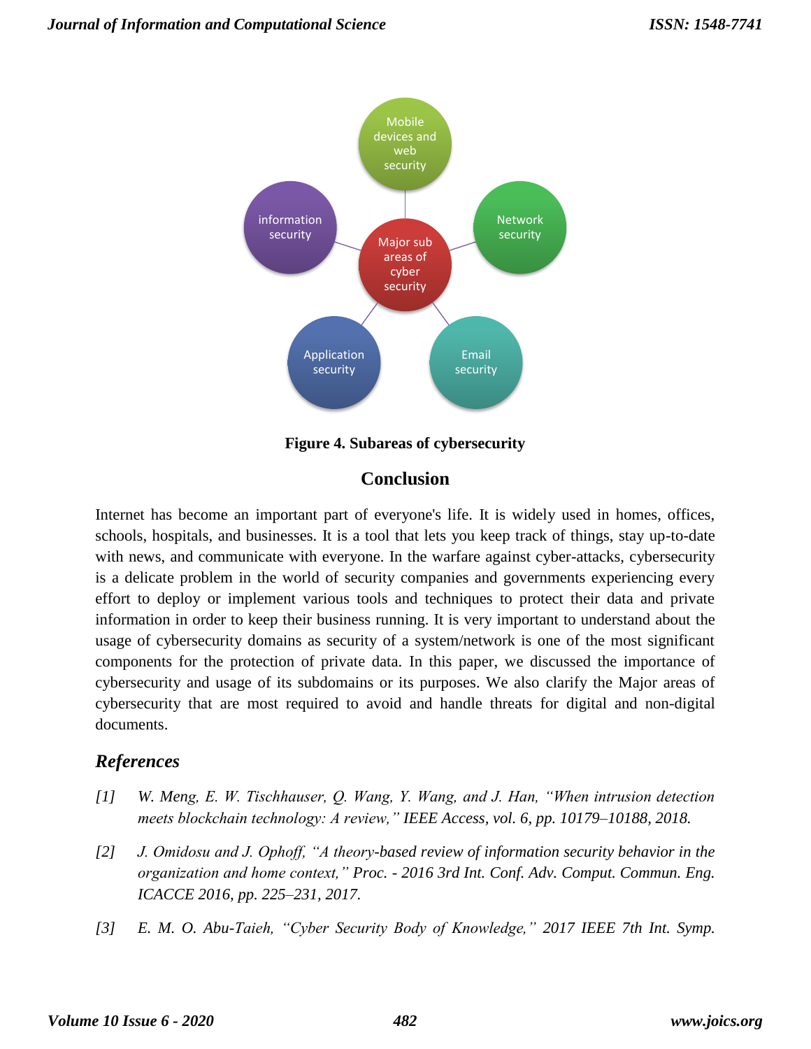Figure 4. Subareas of cybersecurity

## Conclusion

Internet has become an important part of everyone's life. It is widely used in homes, offices, schools, hospitals, and businesses. It is a tool that lets you keep track of things, stay up-to-date with news, and communicate with everyone. In the warfare against cyber-attacks, cybersecurity is a delicate problem in the world of security companies and governments experiencing every effort to deploy or implement various tools and techniques to protect their data and private information in order to keep their business running. It is very important to understand about the usage of cybersecurity domains as security of a system/network is one of the most significant components for the protection of private data. In this paper, we discussed the importance of cybersecurity and usage of its subdomains or its purposes. We also clarify the Major areas of cybersecurity that are most required to avoid and handle threats for digital and non-digital documents.

## *References*

*[1] W. Meng, E. W. Tischhauser, Q. Wang, Y. Wang, and J. Han, "When intrusion detection meets blockchain technology: A review," IEEE Access, vol. 6, pp. 10179–10188, 2018.*

*[2] J. Omidosu and J. Ophoff, "A theory-based review of information security behavior in the organization and home context," Proc. - 2016 3rd Int. Conf. Adv. Comput. Commun. Eng. ICACCE 2016, pp. 225–231, 2017.*

*[3] E. M. O. Abu-Taieh, "Cyber Security Body of Knowledge," 2017 IEEE 7th Int. Symp.*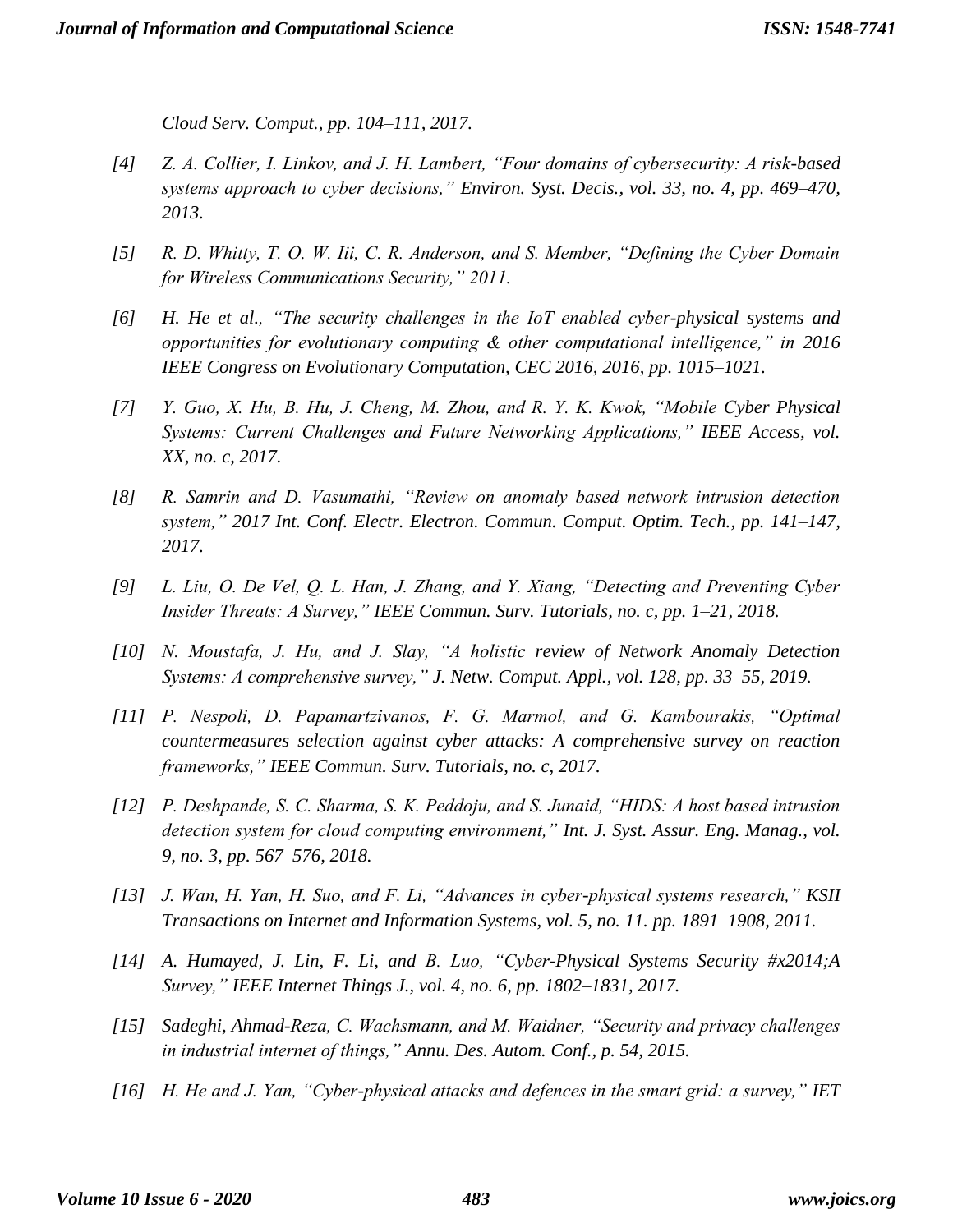*Cloud Serv. Comput., pp. 104–111, 2017.*

[4] *Z. A. Collier, I. Linkov, and J. H. Lambert, "Four domains of cybersecurity: A risk-based systems approach to cyber decisions," Environ. Syst. Decis., vol. 33, no. 4, pp. 469–470, 2013.*

[5] *R. D. Whitty, T. O. W. Iii, C. R. Anderson, and S. Member, "Defining the Cyber Domain for Wireless Communications Security," 2011.*

[6] *H. He et al., "The security challenges in the IoT enabled cyber-physical systems and opportunities for evolutionary computing & other computational intelligence," in 2016 IEEE Congress on Evolutionary Computation, CEC 2016, 2016, pp. 1015–1021.*

[7] *Y. Guo, X. Hu, B. Hu, J. Cheng, M. Zhou, and R. Y. K. Kwok, "Mobile Cyber Physical Systems: Current Challenges and Future Networking Applications," IEEE Access, vol. XX, no. c, 2017.*

[8] *R. Samrin and D. Vasumathi, "Review on anomaly based network intrusion detection system," 2017 Int. Conf. Electr. Electron. Commun. Comput. Optim. Tech., pp. 141–147, 2017.*

[9] *L. Liu, O. De Vel, Q. L. Han, J. Zhang, and Y. Xiang, "Detecting and Preventing Cyber Insider Threats: A Survey," IEEE Commun. Surv. Tutorials, no. c, pp. 1–21, 2018.*

[10] *N. Moustafa, J. Hu, and J. Slay, "A holistic review of Network Anomaly Detection Systems: A comprehensive survey," J. Netw. Comput. Appl., vol. 128, pp. 33–55, 2019.*

[11] *P. Nespoli, D. Papamartzivanos, F. G. Marmol, and G. Kambourakis, "Optimal countermeasures selection against cyber attacks: A comprehensive survey on reaction frameworks," IEEE Commun. Surv. Tutorials, no. c, 2017.*

[12] *P. Deshpande, S. C. Sharma, S. K. Peddoju, and S. Junaid, "HIDS: A host based intrusion detection system for cloud computing environment," Int. J. Syst. Assur. Eng. Manag., vol. 9, no. 3, pp. 567–576, 2018.*

[13] *J. Wan, H. Yan, H. Suo, and F. Li, "Advances in cyber-physical systems research," KSII Transactions on Internet and Information Systems, vol. 5, no. 11. pp. 1891–1908, 2011.*

[14] *A. Humayed, J. Lin, F. Li, and B. Luo, "Cyber-Physical Systems Security #x2014;A Survey," IEEE Internet Things J., vol. 4, no. 6, pp. 1802–1831, 2017.*

[15] *Sadeghi, Ahmad-Reza, C. Wachsmann, and M. Waidner, "Security and privacy challenges in industrial internet of things," Annu. Des. Autom. Conf., p. 54, 2015.*

[16] *H. He and J. Yan, "Cyber-physical attacks and defences in the smart grid: a survey," IET*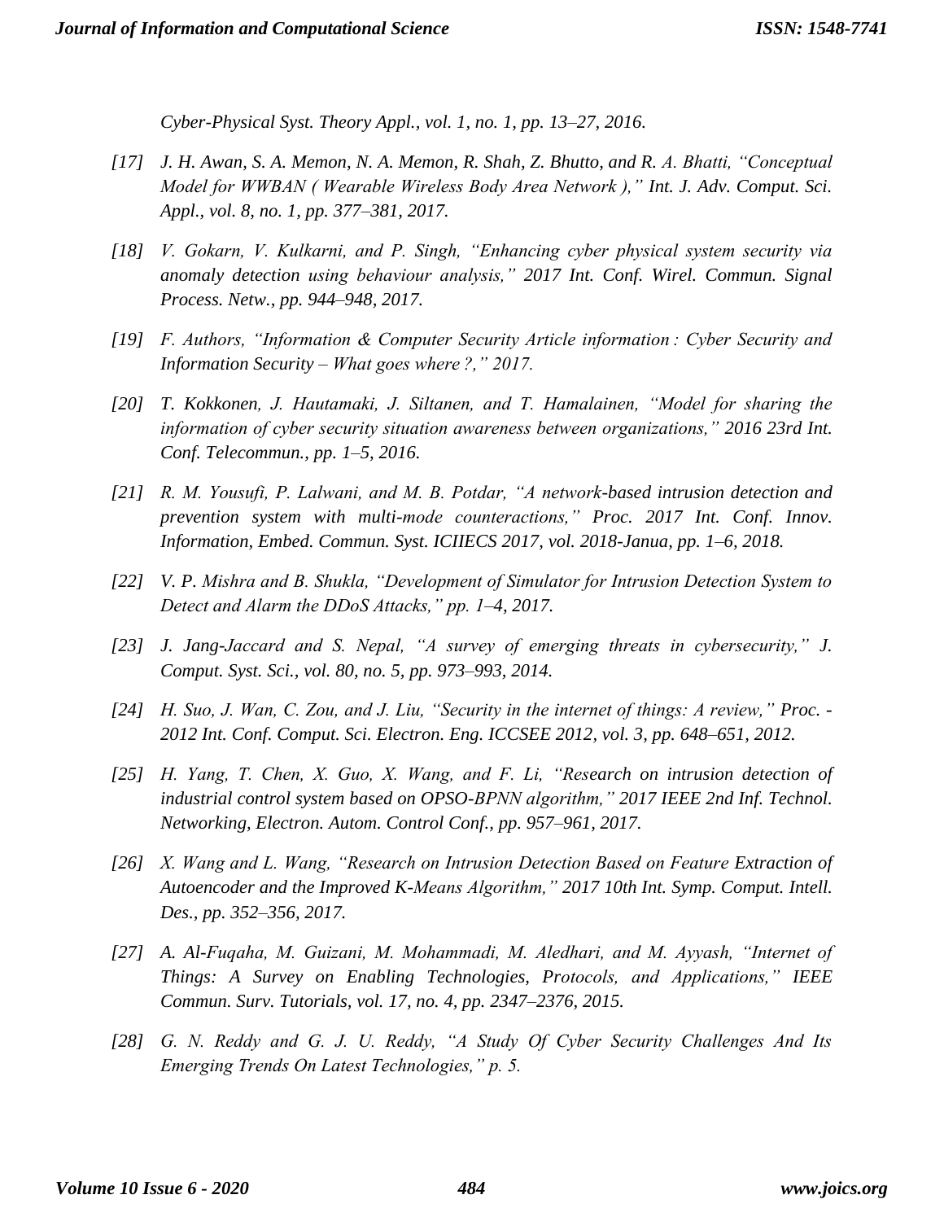*Cyber-Physical Syst. Theory Appl., vol. 1, no. 1, pp. 13–27, 2016.*

*[17] J. H. Awan, S. A. Memon, N. A. Memon, R. Shah, Z. Bhutto, and R. A. Bhatti, "Conceptual Model for WWBAN ( Wearable Wireless Body Area Network )," Int. J. Adv. Comput. Sci. Appl., vol. 8, no. 1, pp. 377–381, 2017.*

*[18] V. Gokarn, V. Kulkarni, and P. Singh, "Enhancing cyber physical system security via anomaly detection using behaviour analysis," 2017 Int. Conf. Wirel. Commun. Signal Process. Netw., pp. 944–948, 2017.*

*[19] F. Authors, "Information & Computer Security Article information : Cyber Security and Information Security – What goes where ?," 2017.*

*[20] T. Kokkonen, J. Hautamaki, J. Siltanen, and T. Hamalainen, "Model for sharing the information of cyber security situation awareness between organizations," 2016 23rd Int. Conf. Telecommun., pp. 1–5, 2016.*

*[21] R. M. Yousufi, P. Lalwani, and M. B. Potdar, "A network-based intrusion detection and prevention system with multi-mode counteractions," Proc. 2017 Int. Conf. Innov. Information, Embed. Commun. Syst. ICIIECS 2017, vol. 2018-Janua, pp. 1–6, 2018.*

*[22] V. P. Mishra and B. Shukla, "Development of Simulator for Intrusion Detection System to Detect and Alarm the DDoS Attacks," pp. 1–4, 2017.*

*[23] J. Jang-Jaccard and S. Nepal, "A survey of emerging threats in cybersecurity," J. Comput. Syst. Sci., vol. 80, no. 5, pp. 973–993, 2014.*

*[24] H. Suo, J. Wan, C. Zou, and J. Liu, "Security in the internet of things: A review," Proc. - 2012 Int. Conf. Comput. Sci. Electron. Eng. ICCSEE 2012, vol. 3, pp. 648–651, 2012.*

*[25] H. Yang, T. Chen, X. Guo, X. Wang, and F. Li, "Research on intrusion detection of industrial control system based on OPSO-BPNN algorithm," 2017 IEEE 2nd Inf. Technol. Networking, Electron. Autom. Control Conf., pp. 957–961, 2017.*

*[26] X. Wang and L. Wang, "Research on Intrusion Detection Based on Feature Extraction of Autoencoder and the Improved K-Means Algorithm," 2017 10th Int. Symp. Comput. Intell. Des., pp. 352–356, 2017.*

*[27] A. Al-Fuqaha, M. Guizani, M. Mohammadi, M. Aledhari, and M. Ayyash, "Internet of Things: A Survey on Enabling Technologies, Protocols, and Applications," IEEE Commun. Surv. Tutorials, vol. 17, no. 4, pp. 2347–2376, 2015.*

*[28] G. N. Reddy and G. J. U. Reddy, "A Study Of Cyber Security Challenges And Its Emerging Trends On Latest Technologies," p. 5.*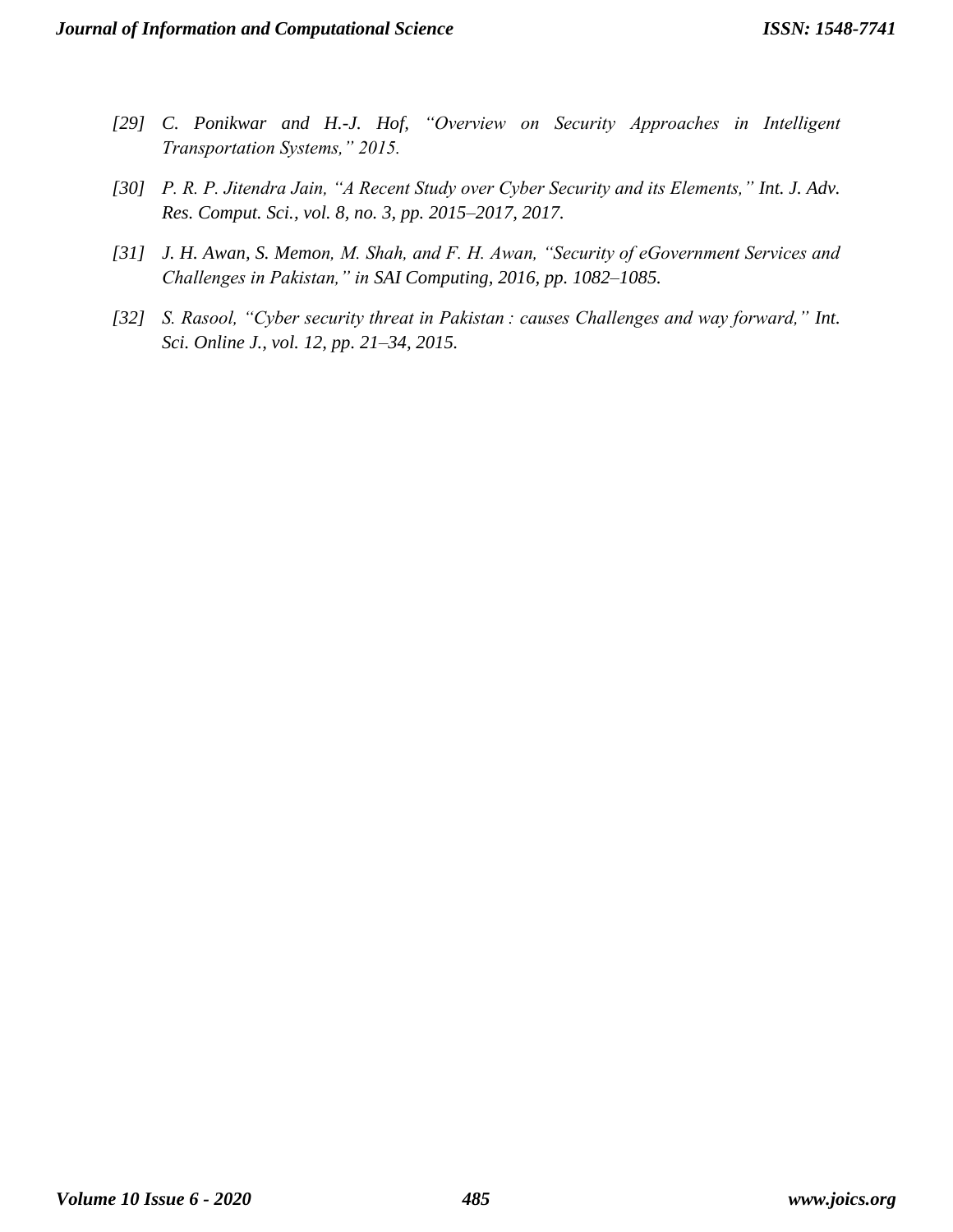[29] C. Ponikwar and H.-J. Hof, "Overview on Security Approaches in Intelligent Transportation Systems," 2015.

[30] P. R. P. Jitendra Jain, "A Recent Study over Cyber Security and its Elements," Int. J. Adv. Res. Comput. Sci., vol. 8, no. 3, pp. 2015–2017, 2017.

[31] J. H. Awan, S. Memon, M. Shah, and F. H. Awan, "Security of eGovernment Services and Challenges in Pakistan," in SAI Computing, 2016, pp. 1082–1085.

[32] S. Rasool, "Cyber security threat in Pakistan : causes Challenges and way forward," Int. Sci. Online J., vol. 12, pp. 21–34, 2015.